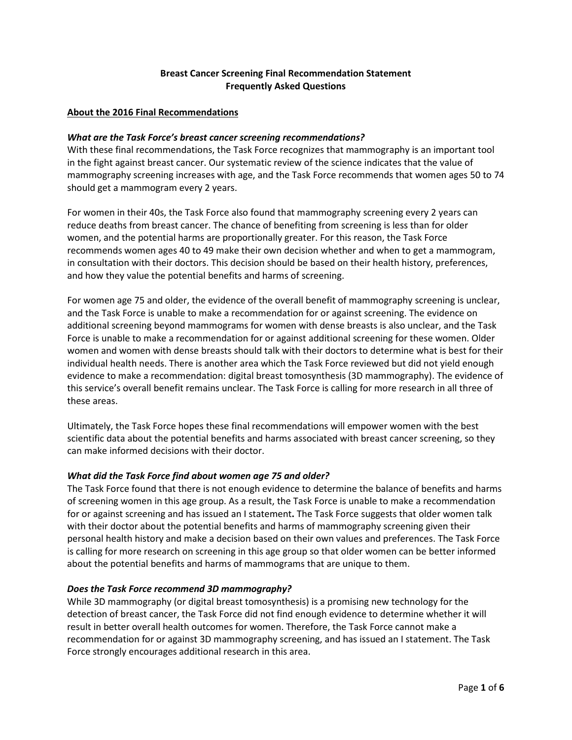# Breast Cancer Screening Final Recommendation Statement
# Frequently Asked Questions

## About the 2016 Final Recommendations

### *What are the Task Force's breast cancer screening recommendations?*

With these final recommendations, the Task Force recognizes that mammography is an important tool in the fight against breast cancer. Our systematic review of the science indicates that the value of mammography screening increases with age, and the Task Force recommends that women ages 50 to 74 should get a mammogram every 2 years.

For women in their 40s, the Task Force also found that mammography screening every 2 years can reduce deaths from breast cancer. The chance of benefiting from screening is less than for older women, and the potential harms are proportionally greater. For this reason, the Task Force recommends women ages 40 to 49 make their own decision whether and when to get a mammogram, in consultation with their doctors. This decision should be based on their health history, preferences, and how they value the potential benefits and harms of screening.

For women age 75 and older, the evidence of the overall benefit of mammography screening is unclear, and the Task Force is unable to make a recommendation for or against screening. The evidence on additional screening beyond mammograms for women with dense breasts is also unclear, and the Task Force is unable to make a recommendation for or against additional screening for these women. Older women and women with dense breasts should talk with their doctors to determine what is best for their individual health needs. There is another area which the Task Force reviewed but did not yield enough evidence to make a recommendation: digital breast tomosynthesis (3D mammography). The evidence of this service's overall benefit remains unclear. The Task Force is calling for more research in all three of these areas.

Ultimately, the Task Force hopes these final recommendations will empower women with the best scientific data about the potential benefits and harms associated with breast cancer screening, so they can make informed decisions with their doctor.

### *What did the Task Force find about women age 75 and older?*

The Task Force found that there is not enough evidence to determine the balance of benefits and harms of screening women in this age group. As a result, the Task Force is unable to make a recommendation for or against screening and has issued an I statement**.** The Task Force suggests that older women talk with their doctor about the potential benefits and harms of mammography screening given their personal health history and make a decision based on their own values and preferences. The Task Force is calling for more research on screening in this age group so that older women can be better informed about the potential benefits and harms of mammograms that are unique to them.

### *Does the Task Force recommend 3D mammography?*

While 3D mammography (or digital breast tomosynthesis) is a promising new technology for the detection of breast cancer, the Task Force did not find enough evidence to determine whether it will result in better overall health outcomes for women. Therefore, the Task Force cannot make a recommendation for or against 3D mammography screening, and has issued an I statement. The Task Force strongly encourages additional research in this area.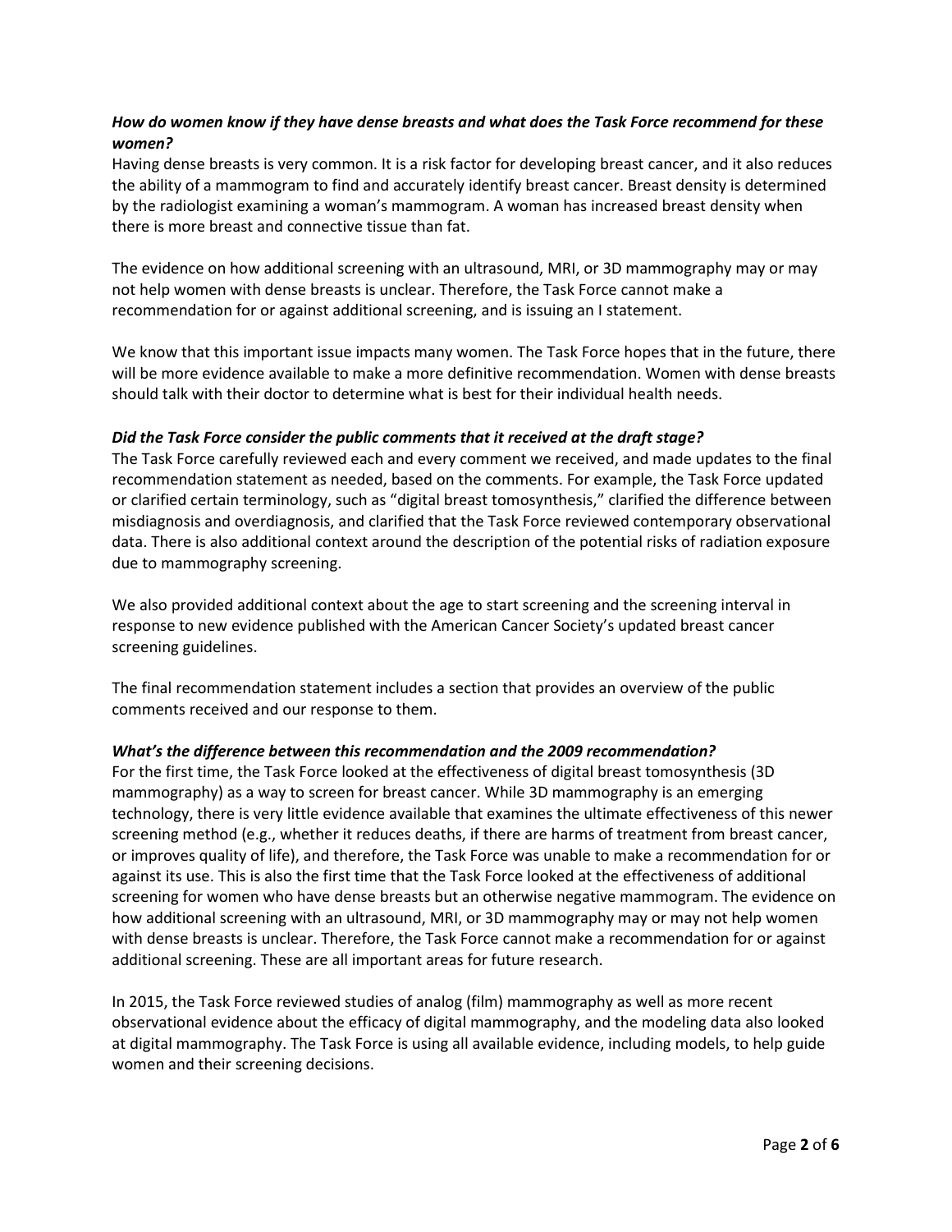***How do women know if they have dense breasts and what does the Task Force recommend for these women?***

Having dense breasts is very common. It is a risk factor for developing breast cancer, and it also reduces the ability of a mammogram to find and accurately identify breast cancer. Breast density is determined by the radiologist examining a woman's mammogram. A woman has increased breast density when there is more breast and connective tissue than fat.

The evidence on how additional screening with an ultrasound, MRI, or 3D mammography may or may not help women with dense breasts is unclear. Therefore, the Task Force cannot make a recommendation for or against additional screening, and is issuing an I statement.

We know that this important issue impacts many women. The Task Force hopes that in the future, there will be more evidence available to make a more definitive recommendation. Women with dense breasts should talk with their doctor to determine what is best for their individual health needs.

***Did the Task Force consider the public comments that it received at the draft stage?***

The Task Force carefully reviewed each and every comment we received, and made updates to the final recommendation statement as needed, based on the comments. For example, the Task Force updated or clarified certain terminology, such as "digital breast tomosynthesis," clarified the difference between misdiagnosis and overdiagnosis, and clarified that the Task Force reviewed contemporary observational data. There is also additional context around the description of the potential risks of radiation exposure due to mammography screening.

We also provided additional context about the age to start screening and the screening interval in response to new evidence published with the American Cancer Society's updated breast cancer screening guidelines.

The final recommendation statement includes a section that provides an overview of the public comments received and our response to them.

***What's the difference between this recommendation and the 2009 recommendation?***

For the first time, the Task Force looked at the effectiveness of digital breast tomosynthesis (3D mammography) as a way to screen for breast cancer. While 3D mammography is an emerging technology, there is very little evidence available that examines the ultimate effectiveness of this newer screening method (e.g., whether it reduces deaths, if there are harms of treatment from breast cancer, or improves quality of life), and therefore, the Task Force was unable to make a recommendation for or against its use. This is also the first time that the Task Force looked at the effectiveness of additional screening for women who have dense breasts but an otherwise negative mammogram. The evidence on how additional screening with an ultrasound, MRI, or 3D mammography may or may not help women with dense breasts is unclear. Therefore, the Task Force cannot make a recommendation for or against additional screening. These are all important areas for future research.

In 2015, the Task Force reviewed studies of analog (film) mammography as well as more recent observational evidence about the efficacy of digital mammography, and the modeling data also looked at digital mammography. The Task Force is using all available evidence, including models, to help guide women and their screening decisions.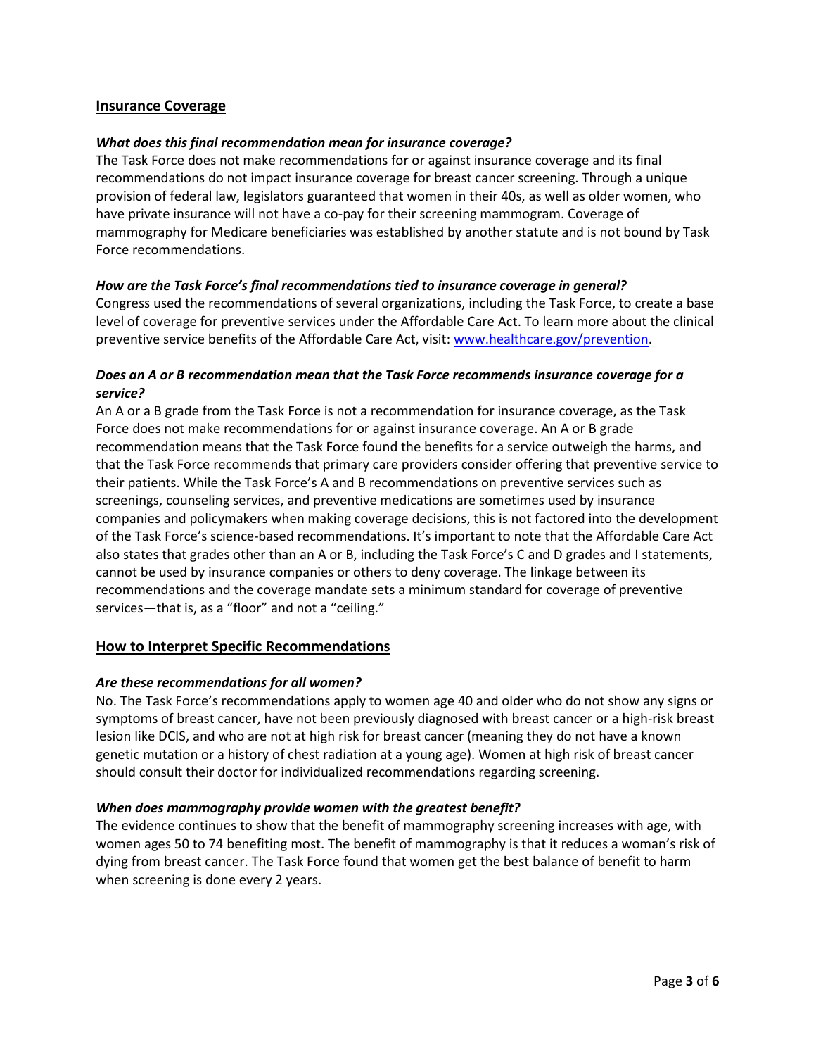## Insurance Coverage

***What does this final recommendation mean for insurance coverage?***

The Task Force does not make recommendations for or against insurance coverage and its final recommendations do not impact insurance coverage for breast cancer screening. Through a unique provision of federal law, legislators guaranteed that women in their 40s, as well as older women, who have private insurance will not have a co-pay for their screening mammogram. Coverage of mammography for Medicare beneficiaries was established by another statute and is not bound by Task Force recommendations.

***How are the Task Force's final recommendations tied to insurance coverage in general?***

Congress used the recommendations of several organizations, including the Task Force, to create a base level of coverage for preventive services under the Affordable Care Act. To learn more about the clinical preventive service benefits of the Affordable Care Act, visit: [www.healthcare.gov/prevention](http://www.healthcare.gov/prevention).

***Does an A or B recommendation mean that the Task Force recommends insurance coverage for a service?***

An A or a B grade from the Task Force is not a recommendation for insurance coverage, as the Task Force does not make recommendations for or against insurance coverage. An A or B grade recommendation means that the Task Force found the benefits for a service outweigh the harms, and that the Task Force recommends that primary care providers consider offering that preventive service to their patients. While the Task Force's A and B recommendations on preventive services such as screenings, counseling services, and preventive medications are sometimes used by insurance companies and policymakers when making coverage decisions, this is not factored into the development of the Task Force's science-based recommendations. It's important to note that the Affordable Care Act also states that grades other than an A or B, including the Task Force's C and D grades and I statements, cannot be used by insurance companies or others to deny coverage. The linkage between its recommendations and the coverage mandate sets a minimum standard for coverage of preventive services—that is, as a "floor" and not a "ceiling."

## How to Interpret Specific Recommendations

***Are these recommendations for all women?***

No. The Task Force's recommendations apply to women age 40 and older who do not show any signs or symptoms of breast cancer, have not been previously diagnosed with breast cancer or a high-risk breast lesion like DCIS, and who are not at high risk for breast cancer (meaning they do not have a known genetic mutation or a history of chest radiation at a young age). Women at high risk of breast cancer should consult their doctor for individualized recommendations regarding screening.

***When does mammography provide women with the greatest benefit?***

The evidence continues to show that the benefit of mammography screening increases with age, with women ages 50 to 74 benefiting most. The benefit of mammography is that it reduces a woman's risk of dying from breast cancer. The Task Force found that women get the best balance of benefit to harm when screening is done every 2 years.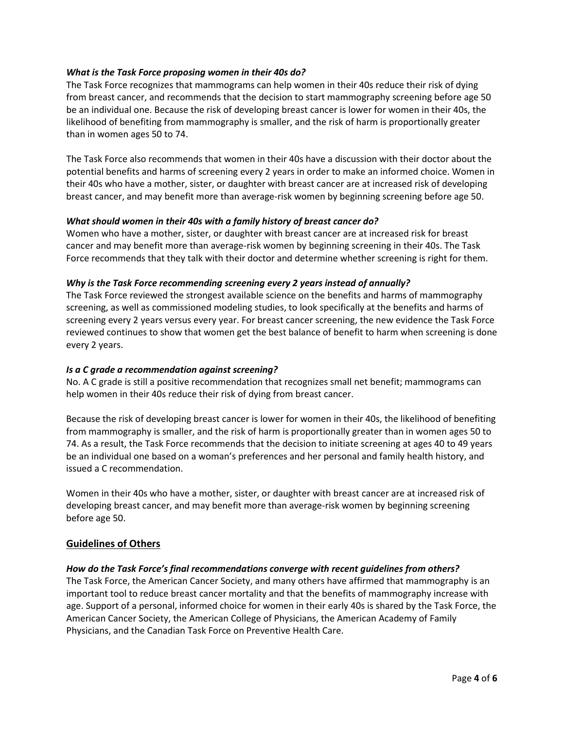***What is the Task Force proposing women in their 40s do?***

The Task Force recognizes that mammograms can help women in their 40s reduce their risk of dying from breast cancer, and recommends that the decision to start mammography screening before age 50 be an individual one. Because the risk of developing breast cancer is lower for women in their 40s, the likelihood of benefiting from mammography is smaller, and the risk of harm is proportionally greater than in women ages 50 to 74.

The Task Force also recommends that women in their 40s have a discussion with their doctor about the potential benefits and harms of screening every 2 years in order to make an informed choice. Women in their 40s who have a mother, sister, or daughter with breast cancer are at increased risk of developing breast cancer, and may benefit more than average-risk women by beginning screening before age 50.

***What should women in their 40s with a family history of breast cancer do?***

Women who have a mother, sister, or daughter with breast cancer are at increased risk for breast cancer and may benefit more than average-risk women by beginning screening in their 40s. The Task Force recommends that they talk with their doctor and determine whether screening is right for them.

***Why is the Task Force recommending screening every 2 years instead of annually?***

The Task Force reviewed the strongest available science on the benefits and harms of mammography screening, as well as commissioned modeling studies, to look specifically at the benefits and harms of screening every 2 years versus every year. For breast cancer screening, the new evidence the Task Force reviewed continues to show that women get the best balance of benefit to harm when screening is done every 2 years.

***Is a C grade a recommendation against screening?***

No. A C grade is still a positive recommendation that recognizes small net benefit; mammograms can help women in their 40s reduce their risk of dying from breast cancer.

Because the risk of developing breast cancer is lower for women in their 40s, the likelihood of benefiting from mammography is smaller, and the risk of harm is proportionally greater than in women ages 50 to 74. As a result, the Task Force recommends that the decision to initiate screening at ages 40 to 49 years be an individual one based on a woman's preferences and her personal and family health history, and issued a C recommendation.

Women in their 40s who have a mother, sister, or daughter with breast cancer are at increased risk of developing breast cancer, and may benefit more than average-risk women by beginning screening before age 50.

## **<u>Guidelines of Others</u>**

***How do the Task Force's final recommendations converge with recent guidelines from others?***

The Task Force, the American Cancer Society, and many others have affirmed that mammography is an important tool to reduce breast cancer mortality and that the benefits of mammography increase with age. Support of a personal, informed choice for women in their early 40s is shared by the Task Force, the American Cancer Society, the American College of Physicians, the American Academy of Family Physicians, and the Canadian Task Force on Preventive Health Care.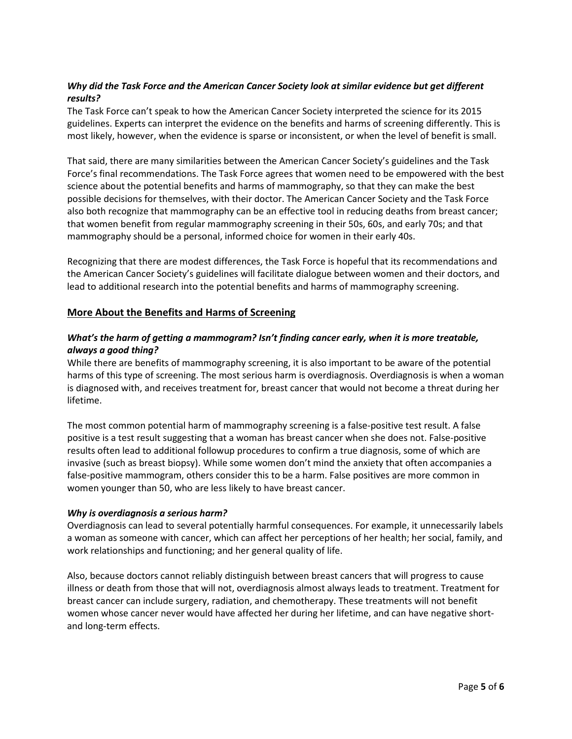***Why did the Task Force and the American Cancer Society look at similar evidence but get different results?***

The Task Force can't speak to how the American Cancer Society interpreted the science for its 2015 guidelines. Experts can interpret the evidence on the benefits and harms of screening differently. This is most likely, however, when the evidence is sparse or inconsistent, or when the level of benefit is small.

That said, there are many similarities between the American Cancer Society's guidelines and the Task Force's final recommendations. The Task Force agrees that women need to be empowered with the best science about the potential benefits and harms of mammography, so that they can make the best possible decisions for themselves, with their doctor. The American Cancer Society and the Task Force also both recognize that mammography can be an effective tool in reducing deaths from breast cancer; that women benefit from regular mammography screening in their 50s, 60s, and early 70s; and that mammography should be a personal, informed choice for women in their early 40s.

Recognizing that there are modest differences, the Task Force is hopeful that its recommendations and the American Cancer Society's guidelines will facilitate dialogue between women and their doctors, and lead to additional research into the potential benefits and harms of mammography screening.

## More About the Benefits and Harms of Screening

***What's the harm of getting a mammogram? Isn't finding cancer early, when it is more treatable, always a good thing?***

While there are benefits of mammography screening, it is also important to be aware of the potential harms of this type of screening. The most serious harm is overdiagnosis. Overdiagnosis is when a woman is diagnosed with, and receives treatment for, breast cancer that would not become a threat during her lifetime.

The most common potential harm of mammography screening is a false-positive test result. A false positive is a test result suggesting that a woman has breast cancer when she does not. False-positive results often lead to additional followup procedures to confirm a true diagnosis, some of which are invasive (such as breast biopsy). While some women don't mind the anxiety that often accompanies a false-positive mammogram, others consider this to be a harm. False positives are more common in women younger than 50, who are less likely to have breast cancer.

***Why is overdiagnosis a serious harm?***

Overdiagnosis can lead to several potentially harmful consequences. For example, it unnecessarily labels a woman as someone with cancer, which can affect her perceptions of her health; her social, family, and work relationships and functioning; and her general quality of life.

Also, because doctors cannot reliably distinguish between breast cancers that will progress to cause illness or death from those that will not, overdiagnosis almost always leads to treatment. Treatment for breast cancer can include surgery, radiation, and chemotherapy. These treatments will not benefit women whose cancer never would have affected her during her lifetime, and can have negative short- and long-term effects.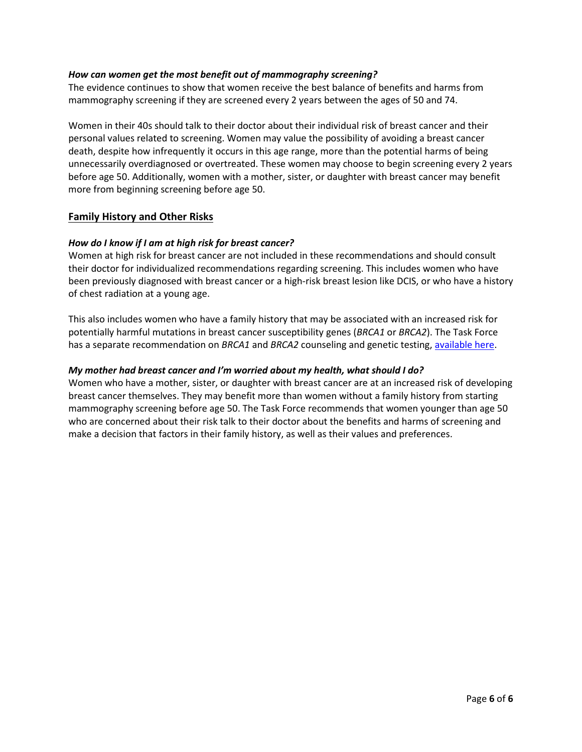***How can women get the most benefit out of mammography screening?***

The evidence continues to show that women receive the best balance of benefits and harms from mammography screening if they are screened every 2 years between the ages of 50 and 74.

Women in their 40s should talk to their doctor about their individual risk of breast cancer and their personal values related to screening. Women may value the possibility of avoiding a breast cancer death, despite how infrequently it occurs in this age range, more than the potential harms of being unnecessarily overdiagnosed or overtreated. These women may choose to begin screening every 2 years before age 50. Additionally, women with a mother, sister, or daughter with breast cancer may benefit more from beginning screening before age 50.

## Family History and Other Risks

***How do I know if I am at high risk for breast cancer?***

Women at high risk for breast cancer are not included in these recommendations and should consult their doctor for individualized recommendations regarding screening. This includes women who have been previously diagnosed with breast cancer or a high-risk breast lesion like DCIS, or who have a history of chest radiation at a young age.

This also includes women who have a family history that may be associated with an increased risk for potentially harmful mutations in breast cancer susceptibility genes (*BRCA1* or *BRCA2*). The Task Force has a separate recommendation on *BRCA1* and *BRCA2* counseling and genetic testing, available here.

***My mother had breast cancer and I'm worried about my health, what should I do?***

Women who have a mother, sister, or daughter with breast cancer are at an increased risk of developing breast cancer themselves. They may benefit more than women without a family history from starting mammography screening before age 50. The Task Force recommends that women younger than age 50 who are concerned about their risk talk to their doctor about the benefits and harms of screening and make a decision that factors in their family history, as well as their values and preferences.